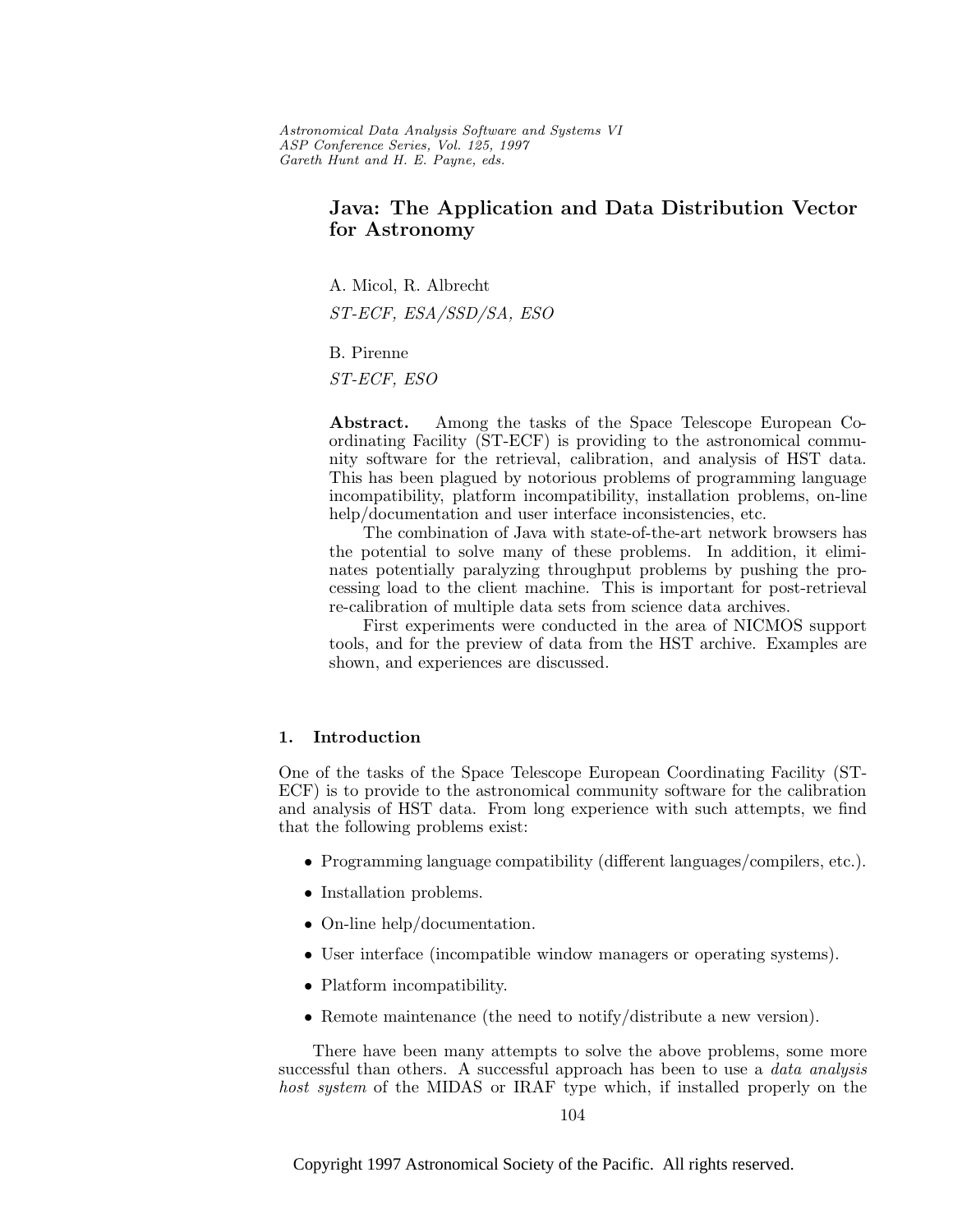# Java: The Application and Data Distribution Vector for Astronomy

A. Micol, R. Albrecht

*ST-ECF, ESA/SSD/SA, ESO*

B. Pirenne

*ST-ECF, ESO*

**Abstract.** Among the tasks of the Space Telescope European Coordinating Facility (ST-ECF) is providing to the astronomical community software for the retrieval, calibration, and analysis of HST data. This has been plagued by notorious problems of programming language incompatibility, platform incompatibility, installation problems, on-line help/documentation and user interface inconsistencies, etc.

The combination of Java with state-of-the-art network browsers has the potential to solve many of these problems. In addition, it eliminates potentially paralyzing throughput problems by pushing the processing load to the client machine. This is important for post-retrieval re-calibration of multiple data sets from science data archives.

First experiments were conducted in the area of NICMOS support tools, and for the preview of data from the HST archive. Examples are shown, and experiences are discussed.

## 1. Introduction

One of the tasks of the Space Telescope European Coordinating Facility (ST-ECF) is to provide to the astronomical community software for the calibration and analysis of HST data. From long experience with such attempts, we find that the following problems exist:

- Programming language compatibility (different languages/compilers, etc.).
- Installation problems.
- On-line help/documentation.
- User interface (incompatible window managers or operating systems).
- Platform incompatibility.
- Remote maintenance (the need to notify/distribute a new version).

There have been many attempts to solve the above problems, some more successful than others. A successful approach has been to use a *data analysis host system* of the MIDAS or IRAF type which, if installed properly on the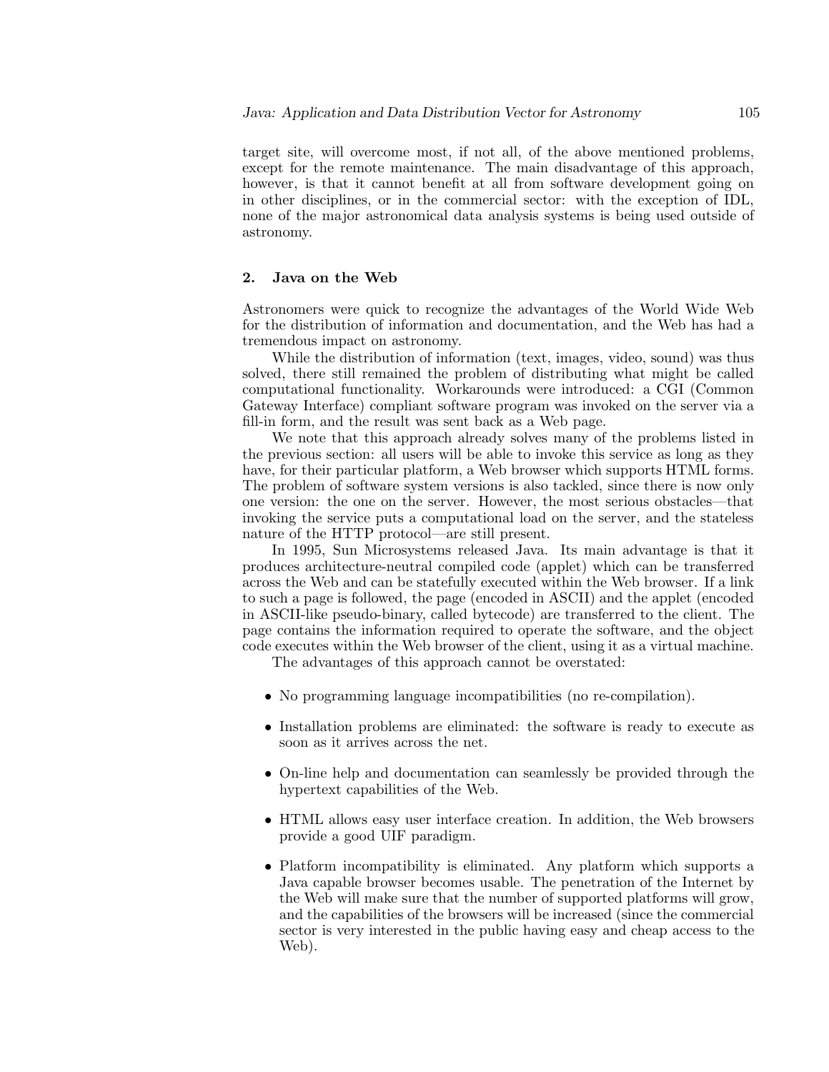target site, will overcome most, if not all, of the above mentioned problems, except for the remote maintenance. The main disadvantage of this approach, however, is that it cannot benefit at all from software development going on in other disciplines, or in the commercial sector: with the exception of IDL, none of the major astronomical data analysis systems is being used outside of astronomy.

## 2. Java on the Web

Astronomers were quick to recognize the advantages of the World Wide Web for the distribution of information and documentation, and the Web has had a tremendous impact on astronomy.

While the distribution of information (text, images, video, sound) was thus solved, there still remained the problem of distributing what might be called computational functionality. Workarounds were introduced: a CGI (Common Gateway Interface) compliant software program was invoked on the server via a fill-in form, and the result was sent back as a Web page.

We note that this approach already solves many of the problems listed in the previous section: all users will be able to invoke this service as long as they have, for their particular platform, a Web browser which supports HTML forms. The problem of software system versions is also tackled, since there is now only one version: the one on the server. However, the most serious obstacles—that invoking the service puts a computational load on the server, and the stateless nature of the HTTP protocol—are still present.

In 1995, Sun Microsystems released Java. Its main advantage is that it produces architecture-neutral compiled code (applet) which can be transferred across the Web and can be statefully executed within the Web browser. If a link to such a page is followed, the page (encoded in ASCII) and the applet (encoded in ASCII-like pseudo-binary, called bytecode) are transferred to the client. The page contains the information required to operate the software, and the object code executes within the Web browser of the client, using it as a virtual machine.

The advantages of this approach cannot be overstated:

- No programming language incompatibilities (no re-compilation).
- Installation problems are eliminated: the software is ready to execute as soon as it arrives across the net.
- On-line help and documentation can seamlessly be provided through the hypertext capabilities of the Web.
- HTML allows easy user interface creation. In addition, the Web browsers provide a good UIF paradigm.
- Platform incompatibility is eliminated. Any platform which supports a Java capable browser becomes usable. The penetration of the Internet by the Web will make sure that the number of supported platforms will grow, and the capabilities of the browsers will be increased (since the commercial sector is very interested in the public having easy and cheap access to the Web).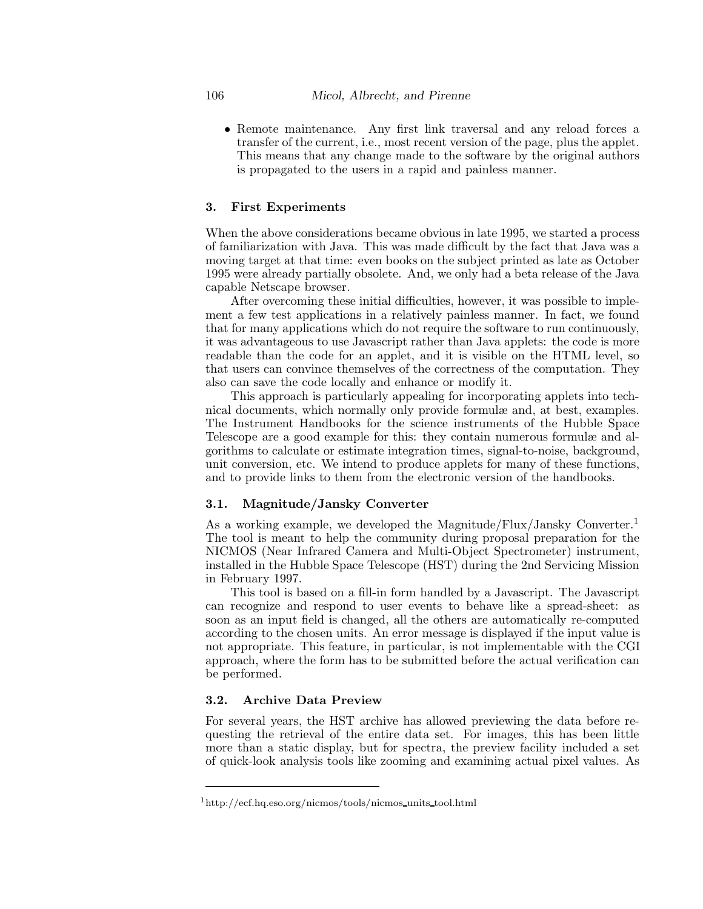- Remote maintenance. Any first link traversal and any reload forces a transfer of the current, i.e., most recent version of the page, plus the applet. This means that any change made to the software by the original authors is propagated to the users in a rapid and painless manner.

## 3. First Experiments

When the above considerations became obvious in late 1995, we started a process of familiarization with Java. This was made difficult by the fact that Java was a moving target at that time: even books on the subject printed as late as October 1995 were already partially obsolete. And, we only had a beta release of the Java capable Netscape browser.

After overcoming these initial difficulties, however, it was possible to implement a few test applications in a relatively painless manner. In fact, we found that for many applications which do not require the software to run continuously, it was advantageous to use Javascript rather than Java applets: the code is more readable than the code for an applet, and it is visible on the HTML level, so that users can convince themselves of the correctness of the computation. They also can save the code locally and enhance or modify it.

This approach is particularly appealing for incorporating applets into technical documents, which normally only provide formulæ and, at best, examples. The Instrument Handbooks for the science instruments of the Hubble Space Telescope are a good example for this: they contain numerous formulæ and algorithms to calculate or estimate integration times, signal-to-noise, background, unit conversion, etc. We intend to produce applets for many of these functions, and to provide links to them from the electronic version of the handbooks.

### 3.1. Magnitude/Jansky Converter

As a working example, we developed the Magnitude/Flux/Jansky Converter.[1] The tool is meant to help the community during proposal preparation for the NICMOS (Near Infrared Camera and Multi-Object Spectrometer) instrument, installed in the Hubble Space Telescope (HST) during the 2nd Servicing Mission in February 1997.

This tool is based on a fill-in form handled by a Javascript. The Javascript can recognize and respond to user events to behave like a spread-sheet: as soon as an input field is changed, all the others are automatically re-computed according to the chosen units. An error message is displayed if the input value is not appropriate. This feature, in particular, is not implementable with the CGI approach, where the form has to be submitted before the actual verification can be performed.

### 3.2. Archive Data Preview

For several years, the HST archive has allowed previewing the data before requesting the retrieval of the entire data set. For images, this has been little more than a static display, but for spectra, the preview facility included a set of quick-look analysis tools like zooming and examining actual pixel values. As

---

[1] http://ecf.hq.eso.org/nicmos/tools/nicmos_units_tool.html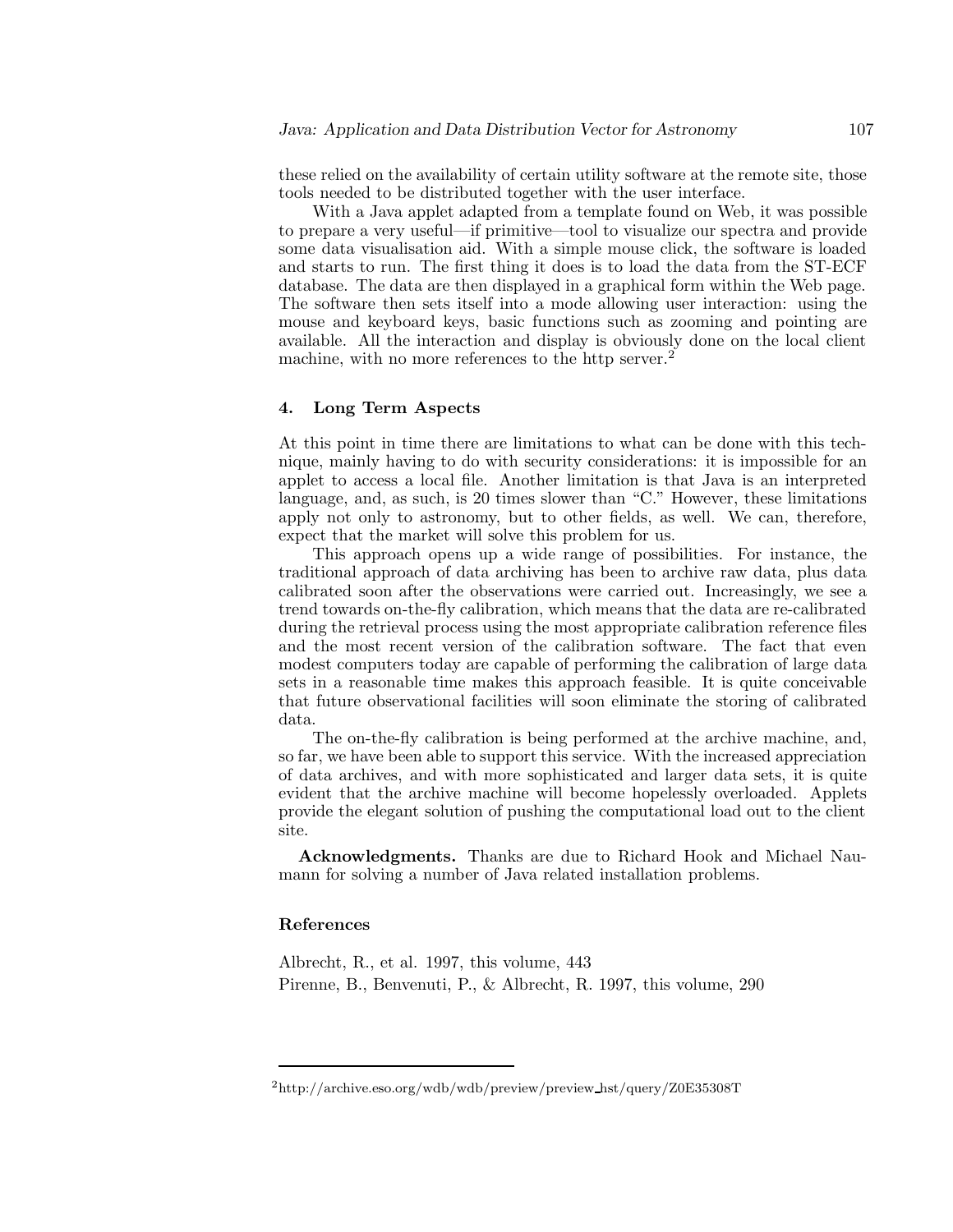these relied on the availability of certain utility software at the remote site, those tools needed to be distributed together with the user interface.

With a Java applet adapted from a template found on Web, it was possible to prepare a very useful—if primitive—tool to visualize our spectra and provide some data visualisation aid. With a simple mouse click, the software is loaded and starts to run. The first thing it does is to load the data from the ST-ECF database. The data are then displayed in a graphical form within the Web page. The software then sets itself into a mode allowing user interaction: using the mouse and keyboard keys, basic functions such as zooming and pointing are available. All the interaction and display is obviously done on the local client machine, with no more references to the http server.[2]

## 4. Long Term Aspects

At this point in time there are limitations to what can be done with this technique, mainly having to do with security considerations: it is impossible for an applet to access a local file. Another limitation is that Java is an interpreted language, and, as such, is 20 times slower than "C." However, these limitations apply not only to astronomy, but to other fields, as well. We can, therefore, expect that the market will solve this problem for us.

This approach opens up a wide range of possibilities. For instance, the traditional approach of data archiving has been to archive raw data, plus data calibrated soon after the observations were carried out. Increasingly, we see a trend towards on-the-fly calibration, which means that the data are re-calibrated during the retrieval process using the most appropriate calibration reference files and the most recent version of the calibration software. The fact that even modest computers today are capable of performing the calibration of large data sets in a reasonable time makes this approach feasible. It is quite conceivable that future observational facilities will soon eliminate the storing of calibrated data.

The on-the-fly calibration is being performed at the archive machine, and, so far, we have been able to support this service. With the increased appreciation of data archives, and with more sophisticated and larger data sets, it is quite evident that the archive machine will become hopelessly overloaded. Applets provide the elegant solution of pushing the computational load out to the client site.

**Acknowledgments.** Thanks are due to Richard Hook and Michael Naumann for solving a number of Java related installation problems.

## References

Albrecht, R., et al. 1997, this volume, 443

Pirenne, B., Benvenuti, P., & Albrecht, R. 1997, this volume, 290

---

[2] http://archive.eso.org/wdb/wdb/preview/preview_hst/query/Z0E35308T